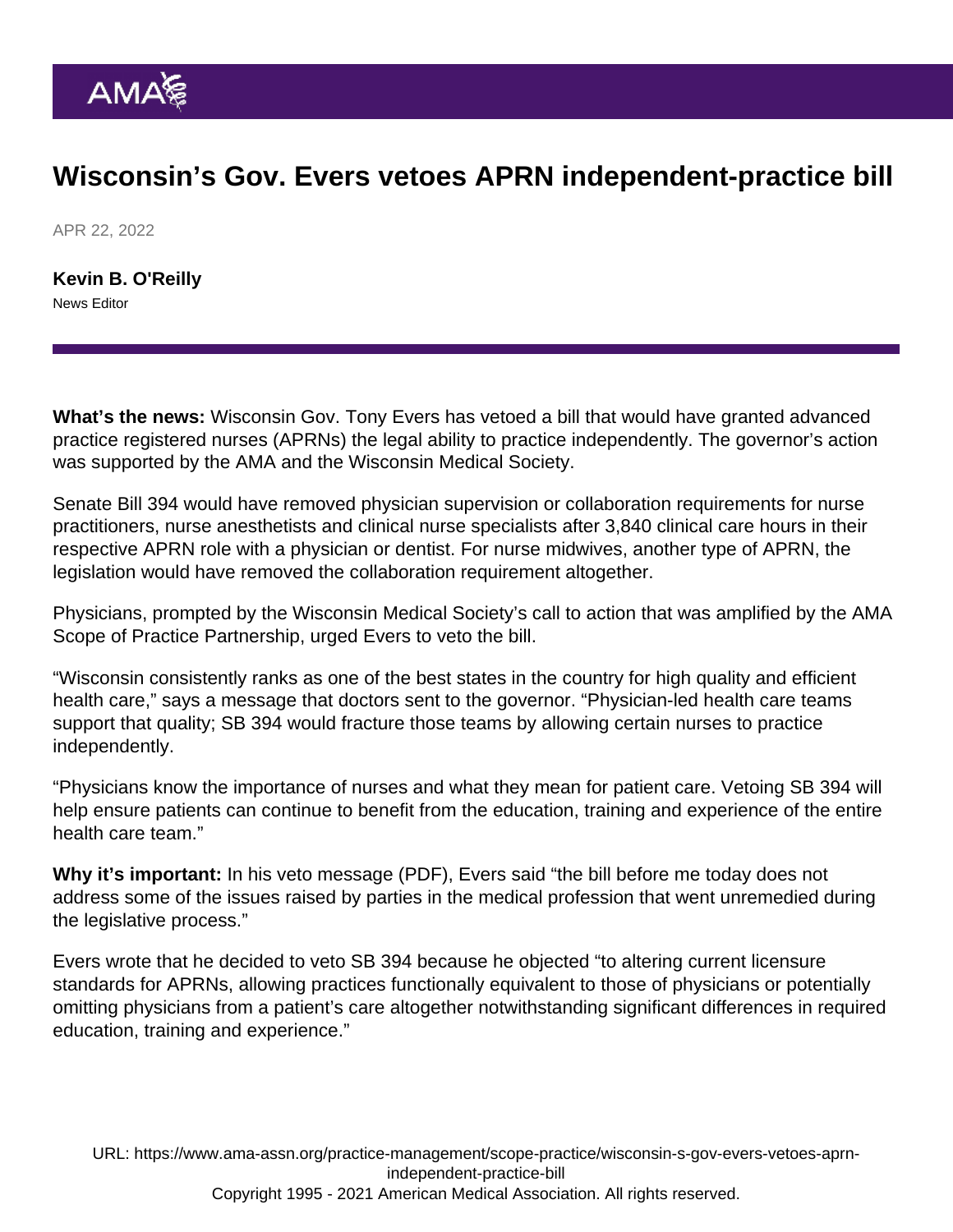# Wisconsin's Gov. Evers vetoes APRN independent-practice bill

APR 22, 2022

**Kevin B. O'Reilly**
News Editor

**What's the news:** Wisconsin Gov. Tony Evers has vetoed a bill that would have granted advanced practice registered nurses (APRNs) the legal ability to practice independently. The governor's action was supported by the AMA and the Wisconsin Medical Society.

Senate Bill 394 would have removed physician supervision or collaboration requirements for nurse practitioners, nurse anesthetists and clinical nurse specialists after 3,840 clinical care hours in their respective APRN role with a physician or dentist. For nurse midwives, another type of APRN, the legislation would have removed the collaboration requirement altogether.

Physicians, prompted by the Wisconsin Medical Society's call to action that was amplified by the AMA Scope of Practice Partnership, urged Evers to veto the bill.

"Wisconsin consistently ranks as one of the best states in the country for high quality and efficient health care," says a message that doctors sent to the governor. "Physician-led health care teams support that quality; SB 394 would fracture those teams by allowing certain nurses to practice independently.

"Physicians know the importance of nurses and what they mean for patient care. Vetoing SB 394 will help ensure patients can continue to benefit from the education, training and experience of the entire health care team."

**Why it's important:** In his veto message (PDF), Evers said "the bill before me today does not address some of the issues raised by parties in the medical profession that went unremedied during the legislative process."

Evers wrote that he decided to veto SB 394 because he objected "to altering current licensure standards for APRNs, allowing practices functionally equivalent to those of physicians or potentially omitting physicians from a patient's care altogether notwithstanding significant differences in required education, training and experience."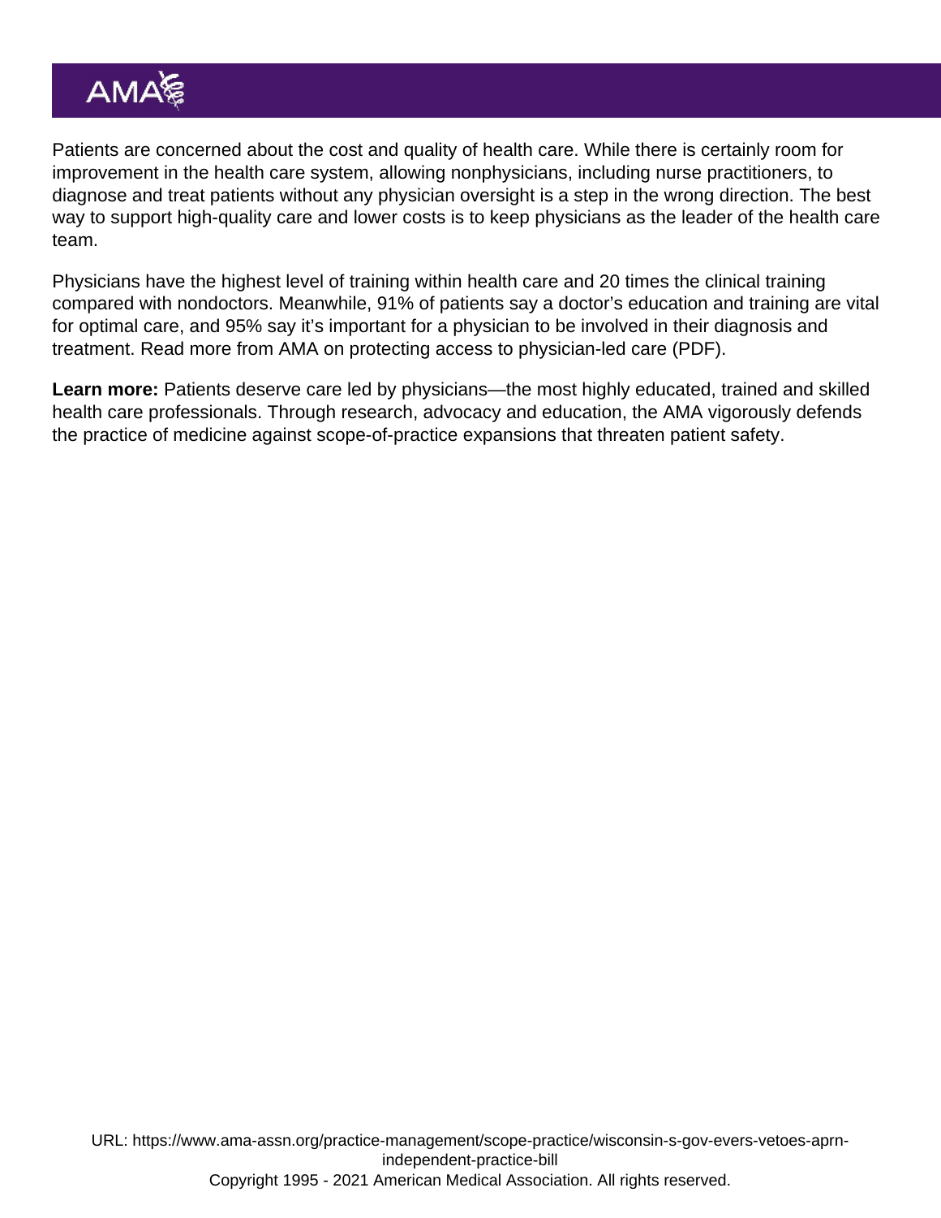Patients are concerned about the cost and quality of health care. While there is certainly room for improvement in the health care system, allowing nonphysicians, including nurse practitioners, to diagnose and treat patients without any physician oversight is a step in the wrong direction. The best way to support high-quality care and lower costs is to keep physicians as the leader of the health care team.

Physicians have the highest level of training within health care and 20 times the clinical training compared with nondoctors. Meanwhile, 91% of patients say a doctor's education and training are vital for optimal care, and 95% say it's important for a physician to be involved in their diagnosis and treatment. Read more from AMA on protecting access to physician-led care (PDF).

**Learn more:** Patients deserve care led by physicians—the most highly educated, trained and skilled health care professionals. Through research, advocacy and education, the AMA vigorously defends the practice of medicine against scope-of-practice expansions that threaten patient safety.